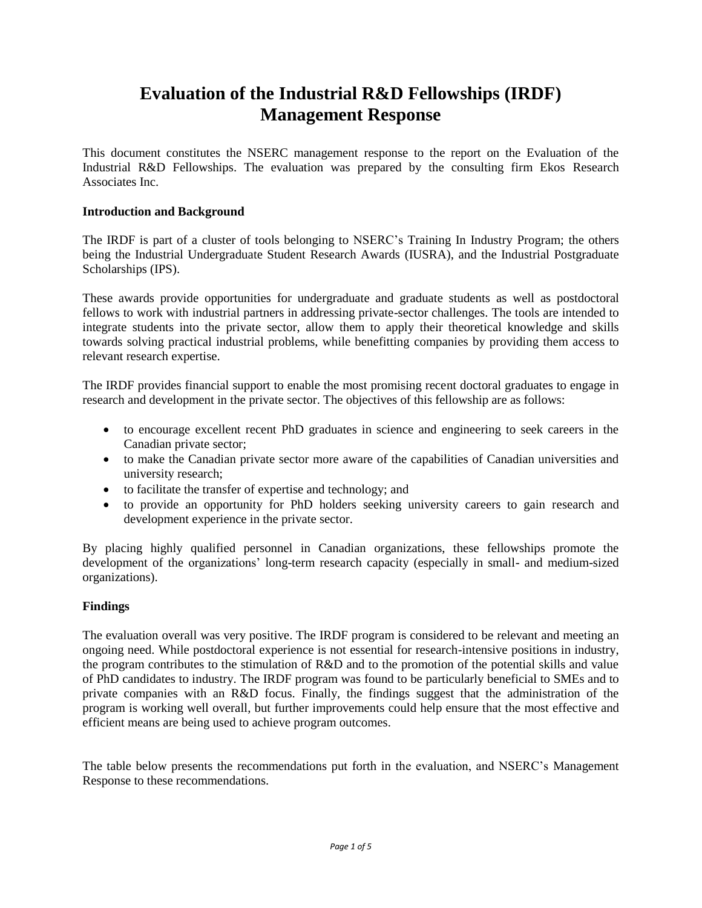# Evaluation of the Industrial R&D Fellowships (IRDF) Management Response

This document constitutes the NSERC management response to the report on the Evaluation of the Industrial R&D Fellowships. The evaluation was prepared by the consulting firm Ekos Research Associates Inc.

**Introduction and Background**

The IRDF is part of a cluster of tools belonging to NSERC's Training In Industry Program; the others being the Industrial Undergraduate Student Research Awards (IUSRA), and the Industrial Postgraduate Scholarships (IPS).

These awards provide opportunities for undergraduate and graduate students as well as postdoctoral fellows to work with industrial partners in addressing private-sector challenges. The tools are intended to integrate students into the private sector, allow them to apply their theoretical knowledge and skills towards solving practical industrial problems, while benefitting companies by providing them access to relevant research expertise.

The IRDF provides financial support to enable the most promising recent doctoral graduates to engage in research and development in the private sector. The objectives of this fellowship are as follows:

- to encourage excellent recent PhD graduates in science and engineering to seek careers in the Canadian private sector;
- to make the Canadian private sector more aware of the capabilities of Canadian universities and university research;
- to facilitate the transfer of expertise and technology; and
- to provide an opportunity for PhD holders seeking university careers to gain research and development experience in the private sector.

By placing highly qualified personnel in Canadian organizations, these fellowships promote the development of the organizations' long-term research capacity (especially in small- and medium-sized organizations).

**Findings**

The evaluation overall was very positive. The IRDF program is considered to be relevant and meeting an ongoing need. While postdoctoral experience is not essential for research-intensive positions in industry, the program contributes to the stimulation of R&D and to the promotion of the potential skills and value of PhD candidates to industry. The IRDF program was found to be particularly beneficial to SMEs and to private companies with an R&D focus. Finally, the findings suggest that the administration of the program is working well overall, but further improvements could help ensure that the most effective and efficient means are being used to achieve program outcomes.

The table below presents the recommendations put forth in the evaluation, and NSERC's Management Response to these recommendations.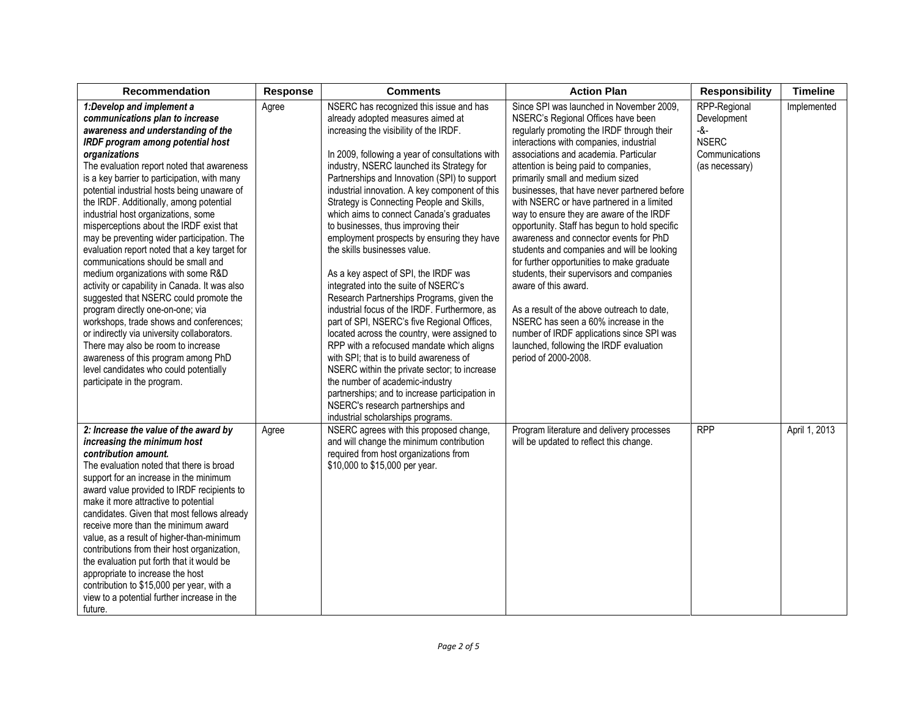| Recommendation | Response | Comments | Action Plan | Responsibility | Timeline |
|---|---|---|---|---|---|
| ***1:Develop and implement a communications plan to increase awareness and understanding of the IRDF program among potential host organizations*** The evaluation report noted that awareness is a key barrier to participation, with many potential industrial hosts being unaware of the IRDF. Additionally, among potential industrial host organizations, some misperceptions about the IRDF exist that may be preventing wider participation. The evaluation report noted that a key target for communications should be small and medium organizations with some R&D activity or capability in Canada. It was also suggested that NSERC could promote the program directly one-on-one; via workshops, trade shows and conferences; or indirectly via university collaborators. There may also be room to increase awareness of this program among PhD level candidates who could potentially participate in the program. | Agree | NSERC has recognized this issue and has already adopted measures aimed at increasing the visibility of the IRDF.<br><br>In 2009, following a year of consultations with industry, NSERC launched its Strategy for Partnerships and Innovation (SPI) to support industrial innovation. A key component of this Strategy is Connecting People and Skills, which aims to connect Canada's graduates to businesses, thus improving their employment prospects by ensuring they have the skills businesses value.<br><br>As a key aspect of SPI, the IRDF was integrated into the suite of NSERC's Research Partnerships Programs, given the industrial focus of the IRDF. Furthermore, as part of SPI, NSERC's five Regional Offices, located across the country, were assigned to RPP with a refocused mandate which aligns with SPI; that is to build awareness of NSERC within the private sector; to increase the number of academic-industry partnerships; and to increase participation in NSERC's research partnerships and industrial scholarships programs. | Since SPI was launched in November 2009, NSERC's Regional Offices have been regularly promoting the IRDF through their interactions with companies, industrial associations and academia. Particular attention is being paid to companies, primarily small and medium sized businesses, that have never partnered before with NSERC or have partnered in a limited way to ensure they are aware of the IRDF opportunity. Staff has begun to hold specific awareness and connector events for PhD students and companies and will be looking for further opportunities to make graduate students, their supervisors and companies aware of this award.<br><br>As a result of the above outreach to date, NSERC has seen a 60% increase in the number of IRDF applications since SPI was launched, following the IRDF evaluation period of 2000-2008. | RPP-Regional Development -&- NSERC Communications (as necessary) | Implemented |
| ***2: Increase the value of the award by increasing the minimum host contribution amount.*** The evaluation noted that there is broad support for an increase in the minimum award value provided to IRDF recipients to make it more attractive to potential candidates. Given that most fellows already receive more than the minimum award value, as a result of higher-than-minimum contributions from their host organization, the evaluation put forth that it would be appropriate to increase the host contribution to $15,000 per year, with a view to a potential further increase in the future. | Agree | NSERC agrees with this proposed change, and will change the minimum contribution required from host organizations from $10,000 to $15,000 per year. | Program literature and delivery processes will be updated to reflect this change. | RPP | April 1, 2013 |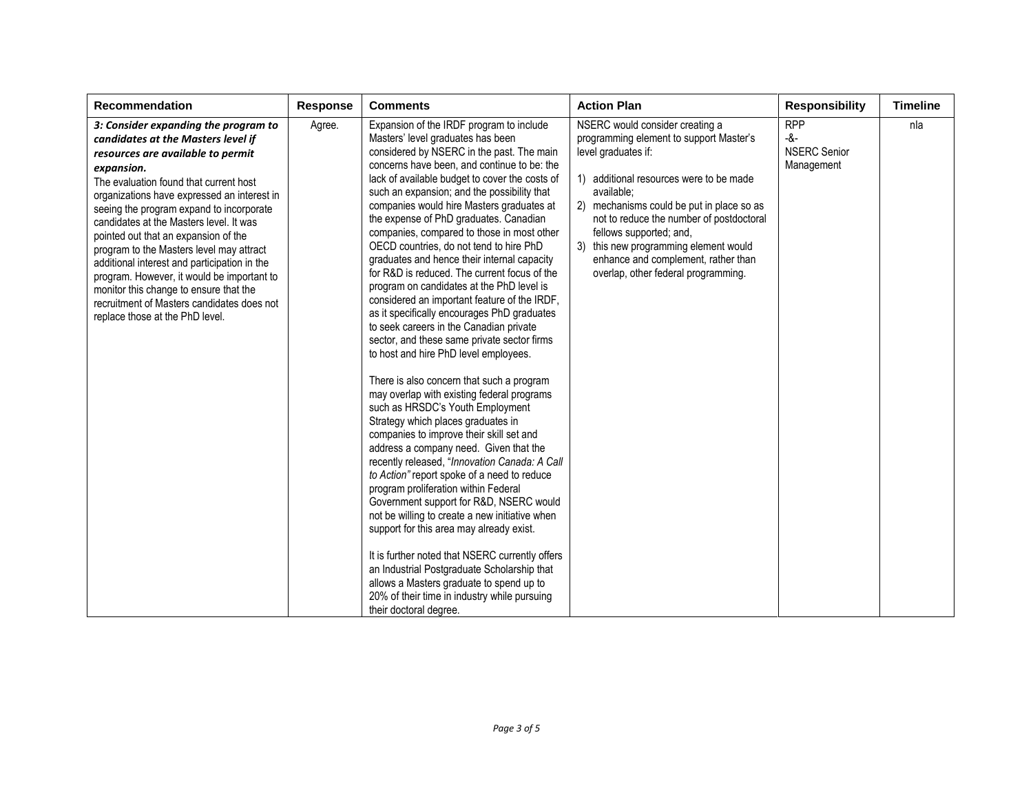| Recommendation | Response | Comments | Action Plan | Responsibility | Timeline |
|---|---|---|---|---|---|
| ***3: Consider expanding the program to candidates at the Masters level if resources are available to permit expansion.*** <br>The evaluation found that current host organizations have expressed an interest in seeing the program expand to incorporate candidates at the Masters level. It was pointed out that an expansion of the program to the Masters level may attract additional interest and participation in the program. However, it would be important to monitor this change to ensure that the recruitment of Masters candidates does not replace those at the PhD level. | Agree. | Expansion of the IRDF program to include Masters' level graduates has been considered by NSERC in the past. The main concerns have been, and continue to be: the lack of available budget to cover the costs of such an expansion; and the possibility that companies would hire Masters graduates at the expense of PhD graduates. Canadian companies, compared to those in most other OECD countries, do not tend to hire PhD graduates and hence their internal capacity for R&D is reduced. The current focus of the program on candidates at the PhD level is considered an important feature of the IRDF, as it specifically encourages PhD graduates to seek careers in the Canadian private sector, and these same private sector firms to host and hire PhD level employees.<br><br>There is also concern that such a program may overlap with existing federal programs such as HRSDC's Youth Employment Strategy which places graduates in companies to improve their skill set and address a company need. Given that the recently released, "*Innovation Canada: A Call to Action*" report spoke of a need to reduce program proliferation within Federal Government support for R&D, NSERC would not be willing to create a new initiative when support for this area may already exist.<br><br>It is further noted that NSERC currently offers an Industrial Postgraduate Scholarship that allows a Masters graduate to spend up to 20% of their time in industry while pursuing their doctoral degree. | NSERC would consider creating a programming element to support Master's level graduates if:<br><br>1) additional resources were to be made available;<br>2) mechanisms could be put in place so as not to reduce the number of postdoctoral fellows supported; and,<br>3) this new programming element would enhance and complement, rather than overlap, other federal programming. | RPP<br>-&-<br>NSERC Senior Management | n/a |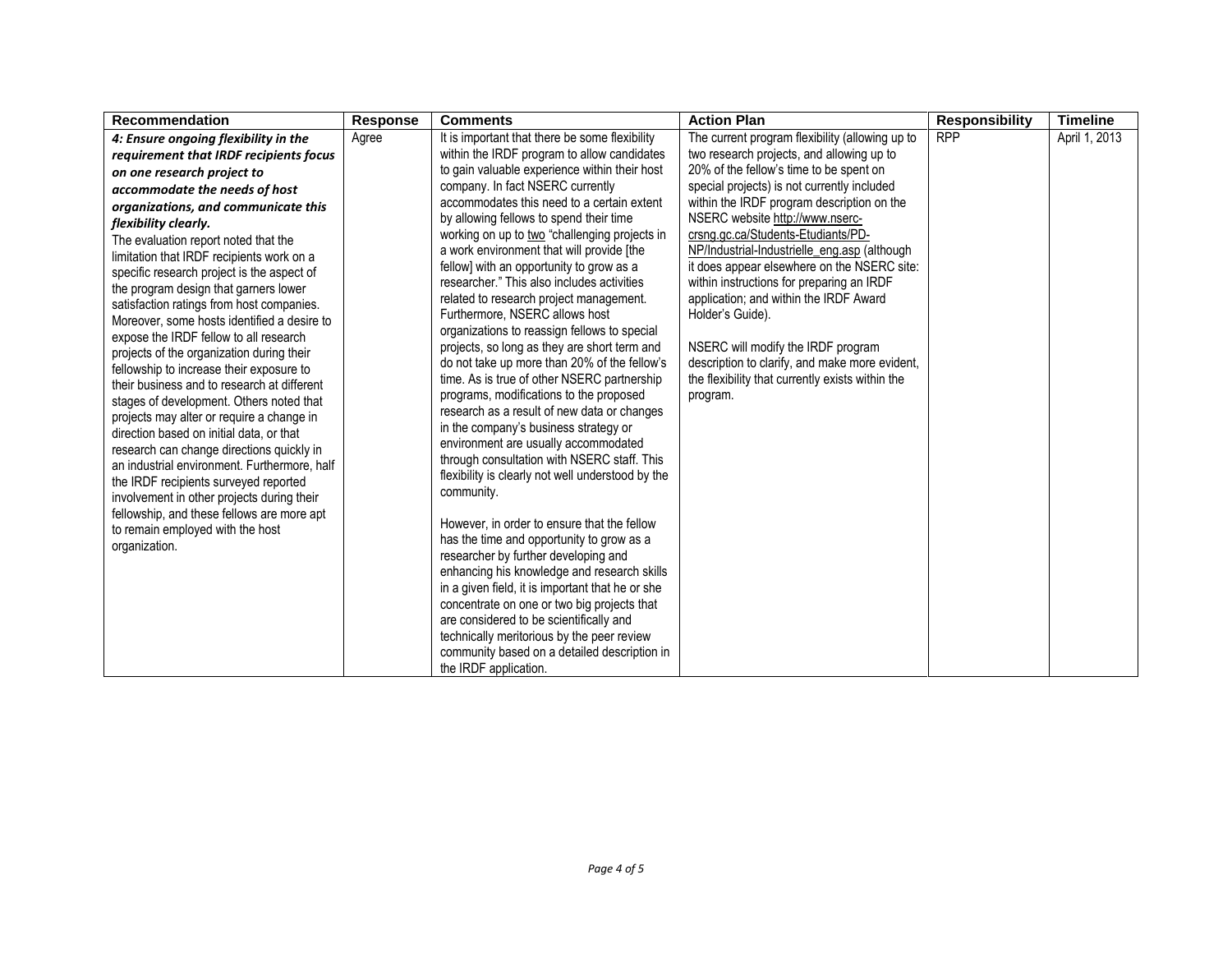| Recommendation | Response | Comments | Action Plan | Responsibility | Timeline |
|---|---|---|---|---|---|
| ***4: Ensure ongoing flexibility in the requirement that IRDF recipients focus on one research project to accommodate the needs of host organizations, and communicate this flexibility clearly.*** <br><br>The evaluation report noted that the limitation that IRDF recipients work on a specific research project is the aspect of the program design that garners lower satisfaction ratings from host companies. Moreover, some hosts identified a desire to expose the IRDF fellow to all research projects of the organization during their fellowship to increase their exposure to their business and to research at different stages of development. Others noted that projects may alter or require a change in direction based on initial data, or that research can change directions quickly in an industrial environment. Furthermore, half the IRDF recipients surveyed reported involvement in other projects during their fellowship, and these fellows are more apt to remain employed with the host organization. | Agree | It is important that there be some flexibility within the IRDF program to allow candidates to gain valuable experience within their host company. In fact NSERC currently accommodates this need to a certain extent by allowing fellows to spend their time working on up to two "challenging projects in a work environment that will provide [the fellow] with an opportunity to grow as a researcher." This also includes activities related to research project management. Furthermore, NSERC allows host organizations to reassign fellows to special projects, so long as they are short term and do not take up more than 20% of the fellow's time. As is true of other NSERC partnership programs, modifications to the proposed research as a result of new data or changes in the company's business strategy or environment are usually accommodated through consultation with NSERC staff. This flexibility is clearly not well understood by the community. <br><br>However, in order to ensure that the fellow has the time and opportunity to grow as a researcher by further developing and enhancing his knowledge and research skills in a given field, it is important that he or she concentrate on one or two big projects that are considered to be scientifically and technically meritorious by the peer review community based on a detailed description in the IRDF application. | The current program flexibility (allowing up to two research projects, and allowing up to 20% of the fellow's time to be spent on special projects) is not currently included within the IRDF program description on the NSERC website http://www.nserc-crsng.gc.ca/Students-Etudiants/PD-NP/Industrial-Industrielle_eng.asp (although it does appear elsewhere on the NSERC site: within instructions for preparing an IRDF application; and within the IRDF Award Holder's Guide). <br><br>NSERC will modify the IRDF program description to clarify, and make more evident, the flexibility that currently exists within the program. | RPP | April 1, 2013 |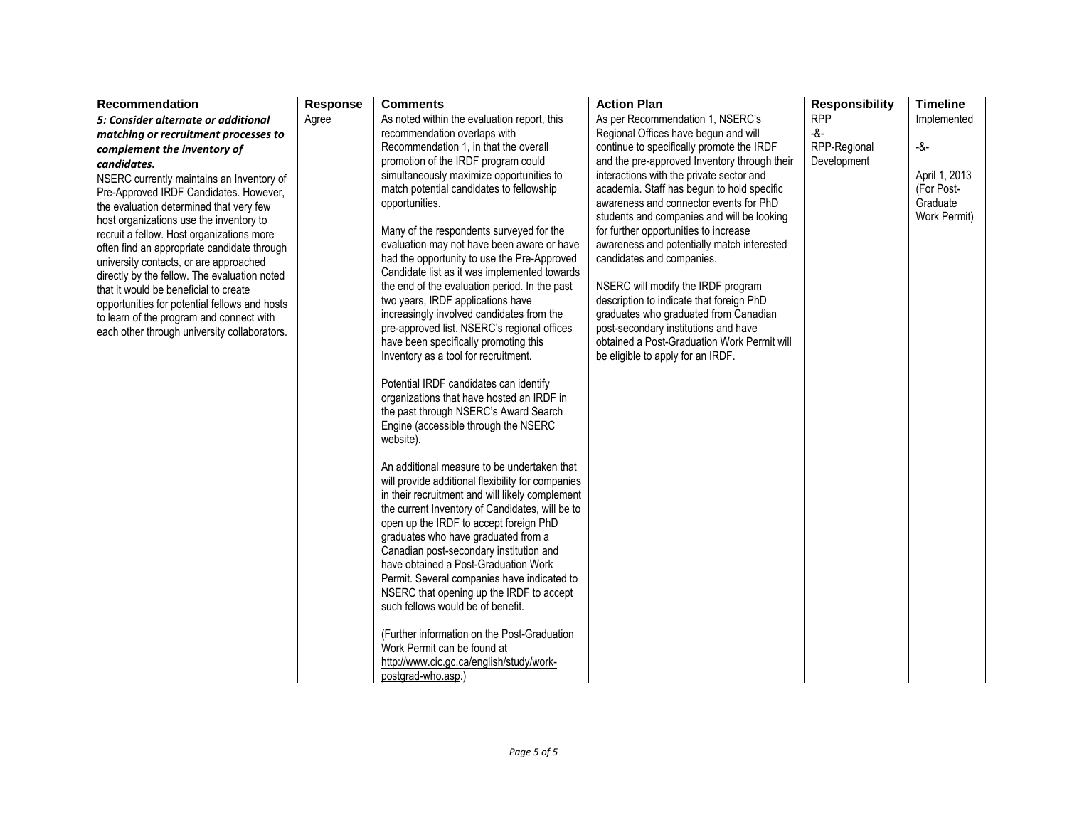| Recommendation | Response | Comments | Action Plan | Responsibility | Timeline |
|---|---|---|---|---|---|
| ***5: Consider alternate or additional matching or recruitment processes to complement the inventory of candidates.***<br>NSERC currently maintains an Inventory of Pre-Approved IRDF Candidates. However, the evaluation determined that very few host organizations use the inventory to recruit a fellow. Host organizations more often find an appropriate candidate through university contacts, or are approached directly by the fellow. The evaluation noted that it would be beneficial to create opportunities for potential fellows and hosts to learn of the program and connect with each other through university collaborators. | Agree | As noted within the evaluation report, this recommendation overlaps with Recommendation 1, in that the overall promotion of the IRDF program could simultaneously maximize opportunities to match potential candidates to fellowship opportunities.<br><br>Many of the respondents surveyed for the evaluation may not have been aware or have had the opportunity to use the Pre-Approved Candidate list as it was implemented towards the end of the evaluation period. In the past two years, IRDF applications have increasingly involved candidates from the pre-approved list. NSERC's regional offices have been specifically promoting this Inventory as a tool for recruitment.<br><br>Potential IRDF candidates can identify organizations that have hosted an IRDF in the past through NSERC's Award Search Engine (accessible through the NSERC website).<br><br>An additional measure to be undertaken that will provide additional flexibility for companies in their recruitment and will likely complement the current Inventory of Candidates, will be to open up the IRDF to accept foreign PhD graduates who have graduated from a Canadian post-secondary institution and have obtained a Post-Graduation Work Permit. Several companies have indicated to NSERC that opening up the IRDF to accept such fellows would be of benefit.<br><br>(Further information on the Post-Graduation Work Permit can be found at http://www.cic.gc.ca/english/study/work-postgrad-who.asp.) | As per Recommendation 1, NSERC's Regional Offices have begun and will continue to specifically promote the IRDF and the pre-approved Inventory through their interactions with the private sector and academia. Staff has begun to hold specific awareness and connector events for PhD students and companies and will be looking for further opportunities to increase awareness and potentially match interested candidates and companies.<br><br>NSERC will modify the IRDF program description to indicate that foreign PhD graduates who graduated from Canadian post-secondary institutions and have obtained a Post-Graduation Work Permit will be eligible to apply for an IRDF. | RPP<br>-&-<br>RPP-Regional Development | Implemented<br><br>-&-<br><br>April 1, 2013 (For Post-Graduate Work Permit) |